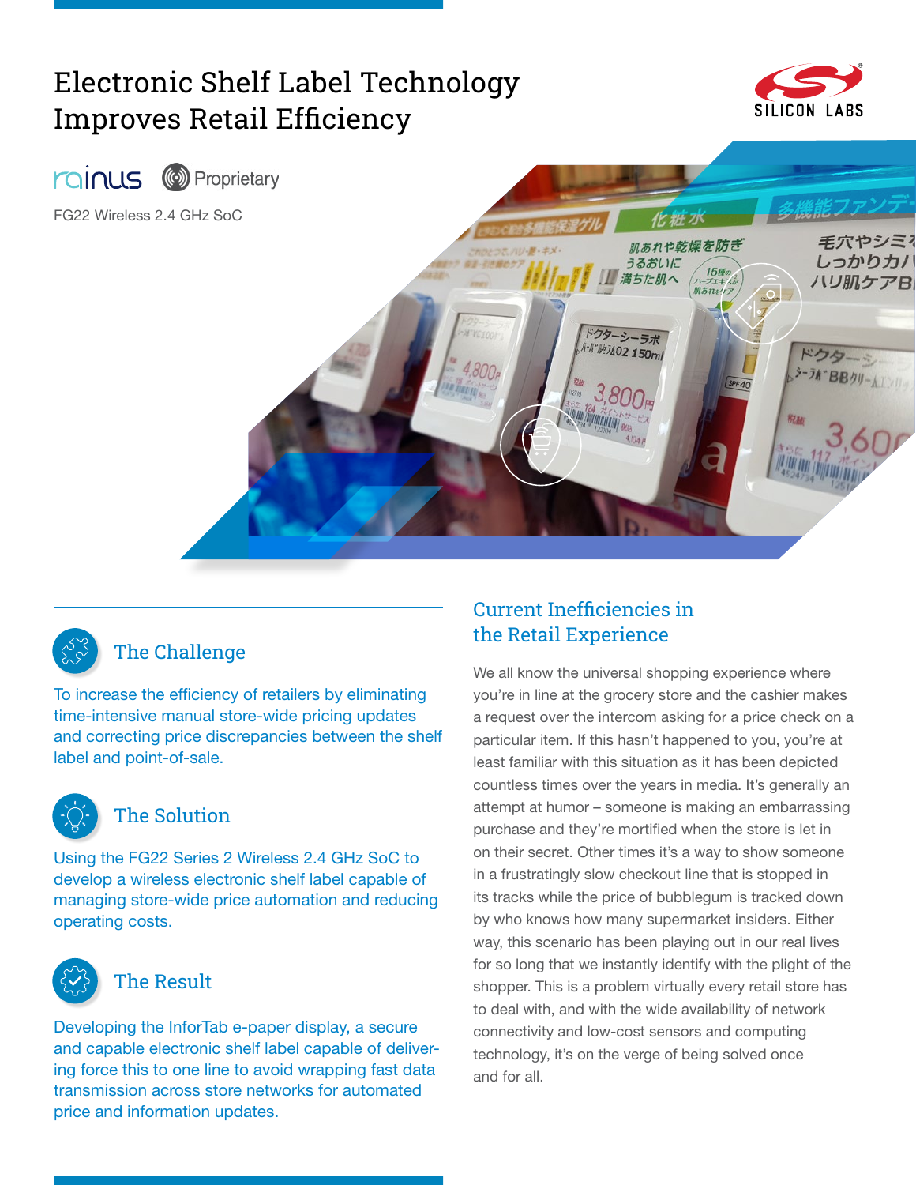# Electronic Shelf Label Technology Improves Retail Efficiency

rainus | Proprietary

FG22 Wireless 2.4 GHz SoC

## The Challenge

To increase the efficiency of retailers by eliminating time-intensive manual store-wide pricing updates and correcting price discrepancies between the shelf label and point-of-sale.

## The Solution

Using the FG22 Series 2 Wireless 2.4 GHz SoC to develop a wireless electronic shelf label capable of managing store-wide price automation and reducing operating costs.

## The Result

Developing the InforTab e-paper display, a secure and capable electronic shelf label capable of delivering force this to one line to avoid wrapping fast data transmission across store networks for automated price and information updates.

## Current Inefficiencies in the Retail Experience

We all know the universal shopping experience where you're in line at the grocery store and the cashier makes a request over the intercom asking for a price check on a particular item. If this hasn't happened to you, you're at least familiar with this situation as it has been depicted countless times over the years in media. It's generally an attempt at humor – someone is making an embarrassing purchase and they're mortified when the store is let in on their secret. Other times it's a way to show someone in a frustratingly slow checkout line that is stopped in its tracks while the price of bubblegum is tracked down by who knows how many supermarket insiders. Either way, this scenario has been playing out in our real lives for so long that we instantly identify with the plight of the shopper. This is a problem virtually every retail store has to deal with, and with the wide availability of network connectivity and low-cost sensors and computing technology, it's on the verge of being solved once and for all.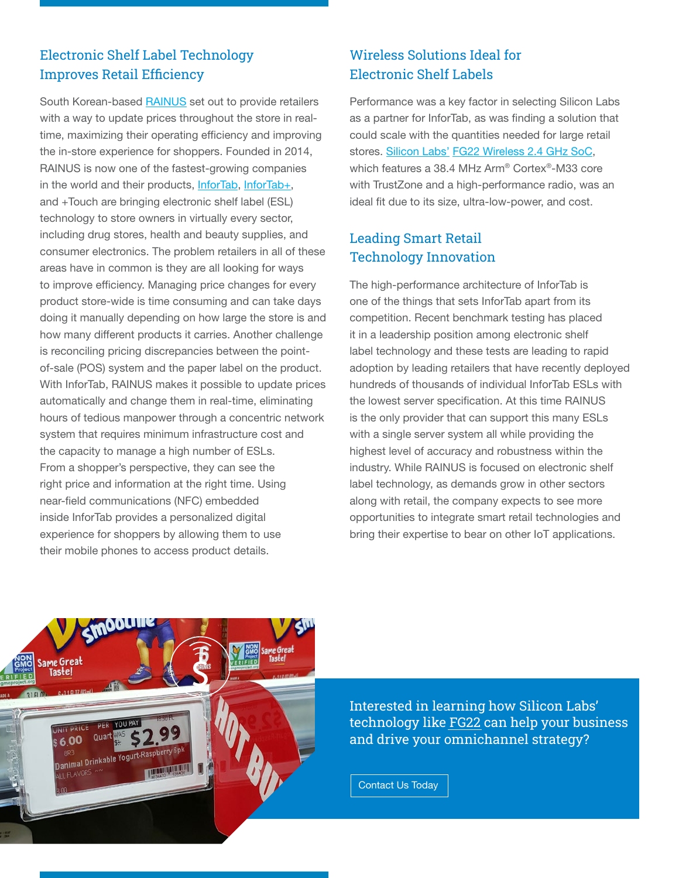## Electronic Shelf Label Technology Improves Retail Efficiency

South Korean-based RAINUS set out to provide retailers with a way to update prices throughout the store in real-time, maximizing their operating efficiency and improving the in-store experience for shoppers. Founded in 2014, RAINUS is now one of the fastest-growing companies in the world and their products, InforTab, InforTab+, and +Touch are bringing electronic shelf label (ESL) technology to store owners in virtually every sector, including drug stores, health and beauty supplies, and consumer electronics. The problem retailers in all of these areas have in common is they are all looking for ways to improve efficiency. Managing price changes for every product store-wide is time consuming and can take days doing it manually depending on how large the store is and how many different products it carries. Another challenge is reconciling pricing discrepancies between the point-of-sale (POS) system and the paper label on the product. With InforTab, RAINUS makes it possible to update prices automatically and change them in real-time, eliminating hours of tedious manpower through a concentric network system that requires minimum infrastructure cost and the capacity to manage a high number of ESLs. From a shopper's perspective, they can see the right price and information at the right time. Using near-field communications (NFC) embedded inside InforTab provides a personalized digital experience for shoppers by allowing them to use their mobile phones to access product details.

## Wireless Solutions Ideal for Electronic Shelf Labels

Performance was a key factor in selecting Silicon Labs as a partner for InforTab, as was finding a solution that could scale with the quantities needed for large retail stores. Silicon Labs' FG22 Wireless 2.4 GHz SoC, which features a 38.4 MHz Arm® Cortex®-M33 core with TrustZone and a high-performance radio, was an ideal fit due to its size, ultra-low-power, and cost.

## Leading Smart Retail Technology Innovation

The high-performance architecture of InforTab is one of the things that sets InforTab apart from its competition. Recent benchmark testing has placed it in a leadership position among electronic shelf label technology and these tests are leading to rapid adoption by leading retailers that have recently deployed hundreds of thousands of individual InforTab ESLs with the lowest server specification. At this time RAINUS is the only provider that can support this many ESLs with a single server system all while providing the highest level of accuracy and robustness within the industry. While RAINUS is focused on electronic shelf label technology, as demands grow in other sectors along with retail, the company expects to see more opportunities to integrate smart retail technologies and bring their expertise to bear on other IoT applications.

Interested in learning how Silicon Labs' technology like FG22 can help your business and drive your omnichannel strategy?

Contact Us Today